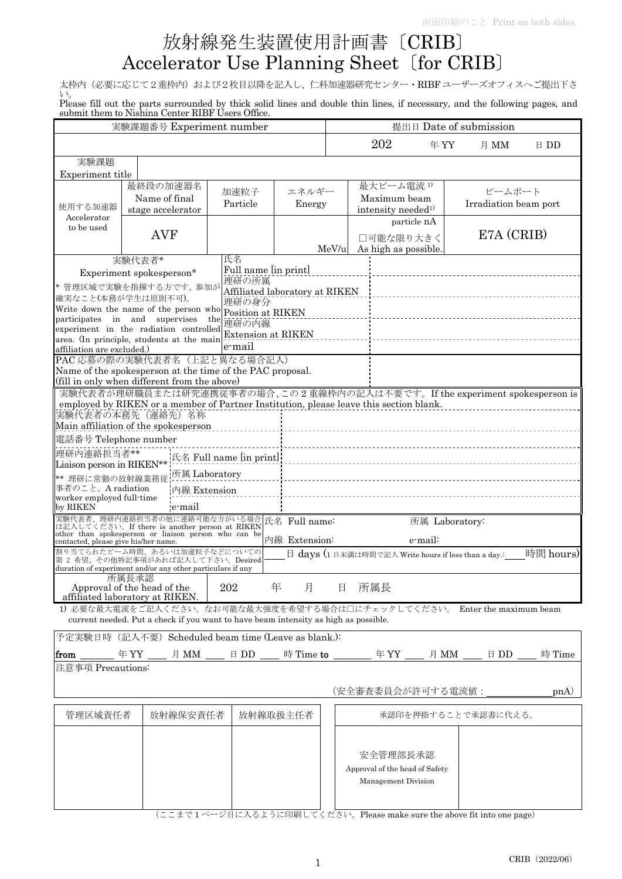両面印刷のこと Print on both sides.

# 放射線発生装置使用計画書〔CRIB〕
# Accelerator Use Planning Sheet〔for CRIB〕

太枠内（必要に応じて２重枠内）および２枚目以降を記入し、仁科加速器研究センター・RIBF ユーザーズオフィスへご提出下さい。
Please fill out the parts surrounded by thick solid lines and double thin lines, if necessary, and the following pages, and submit them to Nishina Center RIBF Users Office.

| 実験課題番号 Experiment number | | | | 提出日 Date of submission | |
|---|---|---|---|---|---|
| | | | | 202　年 YY　月 MM　日 DD | |
| 実験課題 Experiment title | | | | | |
| 使用する加速器 Accelerator to be used | 最終段の加速器名 Name of final stage accelerator | 加速粒子 Particle | エネルギー Energy | 最大ビーム電流 1) Maximum beam intensity needed1) | ビームポート Irradiation beam port |
| | AVF | | MeV/u | particle nA □可能な限り大きく As high as possible. | E7A (CRIB) |

| 実験代表者* Experiment spokesperson* * 管理区域で実験を指揮する方です。参加が確実なこと(本務が学生は原則不可)。 Write down the name of the person who participates in and supervises the experiment in the radiation controlled area. (In principle, students at the main affiliation are excluded.) | 氏名 Full name [in print] | |
|---|---|---|
| | 理研の所属 Affiliated laboratory at RIKEN | |
| | 理研の身分 Position at RIKEN | |
| | 理研の内線 Extension at RIKEN | |
| | e-mail | |
| PAC 応募の際の実験代表者名（上記と異なる場合記入） Name of the spokesperson at the time of the PAC proposal. (fill in only when different from the above) | | |

実験代表者が理研職員または研究連携従事者の場合、この２重線枠内の記入は不要です。If the experiment spokesperson is employed by RIKEN or a member of Partner Institution, please leave this section blank.

| 実験代表者の本務先（連絡先）名称 Main affiliation of the spokesperson | | |
|---|---|---|
| 電話番号 Telephone number | | |
| 理研内連絡担当者** Liaison person in RIKEN** ** 理研に常勤の放射線業務従事者のこと。A radiation worker employed full-time by RIKEN | 氏名 Full name [in print] | |
| | 所属 Laboratory | |
| | 内線 Extension | |
| | e-mail | |

| 実験代表者、理研内連絡担当者の他に連絡可能な方がいる場合は記入してください。If there is another person at RIKEN other than spokesperson or liaison person who can be contacted, please give his/her name. | 氏名 Full name:　　所属 Laboratory: 内線 Extension:　　e-mail: |
|---|---|
| 割り当てられたビーム時間、あるいは加速粒子などについての第２希望、その他特記事項があれば記入して下さい。Desired duration of experiment and/or any other particulars if any | ____日 days (1 日未満は時間で記入 Write hours if less than a day.: ____時間 hours) |
| 所属長承認 Approval of the head of the affiliated laboratory at RIKEN. | 202　年　月　日　所属長 |

1) 必要な最大電流をご記入ください。なお可能な最大強度を希望する場合は□にチェックしてください。 Enter the maximum beam current needed. Put a check if you want to have beam intensity as high as possible.

予定実験日時（記入不要）Scheduled beam time (Leave as blank.):

**from** ____ 年 YY ____ 月 MM ____ 日 DD ____ 時 Time **to** ____ 年 YY ____ 月 MM ____ 日 DD ____ 時 Time

注意事項 Precautions:

（安全審査委員会が許可する電流値：____________pnA）

| 管理区域責任者 | 放射線保安責任者 | 放射線取扱主任者 | 承認印を押捺することで承認書に代える。 | |
|---|---|---|---|---|
| | | | 安全管理部長承認 Approval of the head of Safety Management Division | |

（ここまで１ページ目に入るように印刷してください。Please make sure the above fit into one page）

CRIB（2022/06）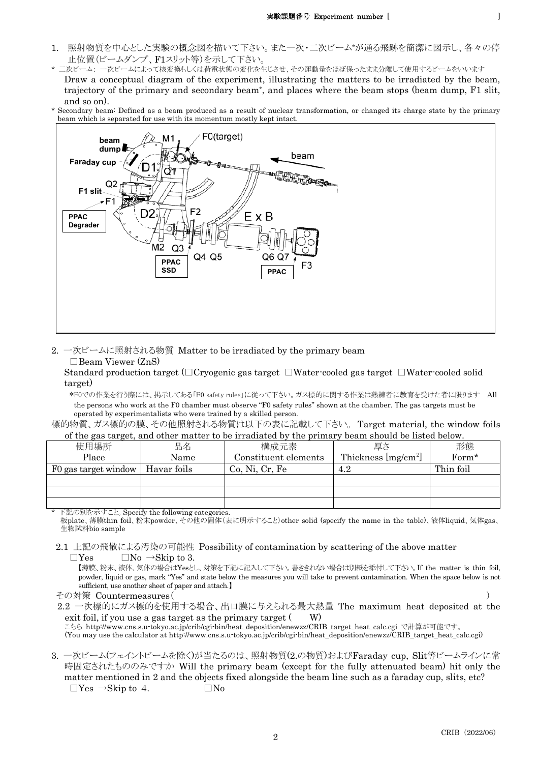実験課題番号 Experiment number [ ]

1. 照射物質を中心とした実験の概念図を描いて下さい。また一次・二次ビーム*が通る飛跡を簡潔に図示し、各々の停止位置(ビームダンプ、F1スリット等)を示して下さい。

\* 二次ビーム: 一次ビームによって核変換もしくは荷電状態の変化を生じさせ、その運動量をほぼ保ったまま分離して使用するビームをいいます

Draw a conceptual diagram of the experiment, illustrating the matters to be irradiated by the beam, trajectory of the primary and secondary beam*, and places where the beam stops (beam dump, F1 slit, and so on).

\* Secondary beam: Defined as a beam produced as a result of nuclear transformation, or changed its charge state by the primary beam which is separated for use with its momentum mostly kept intact.

beam dump, M1, F0(target), beam, Faraday cup, D1, Q1, Q2, F1 slit, F1, PPAC Degrader, D2, F2, E x B, M2, Q3, Q4, Q5, Q6, Q7, F3, PPAC SSD, PPAC

2. 一次ビームに照射される物質 Matter to be irradiated by the primary beam

□Beam Viewer (ZnS)

Standard production target (□Cryogenic gas target □Water-cooled gas target □Water-cooled solid target)

\*F0での作業を行う際には、掲示してある「F0 safety rules」に従って下さい。ガス標的に関する作業は熟練者に教育を受けた者に限ります All the persons who work at the F0 chamber must observe "F0 safety rules" shown at the chamber. The gas targets must be operated by experimentalists who were trained by a skilled person.

標的物質、ガス標的の膜、その他照射される物質は以下の表に記載して下さい。 Target material, the window foils of the gas target, and other matter to be irradiated by the primary beam should be listed below.

| 使用場所 Place | 品名 Name | 構成元素 Constituent elements | 厚さ Thickness [mg/cm$^2$] | 形態 Form* |
|---|---|---|---|---|
| F0 gas target window | Havar foils | Co, Ni, Cr, Fe | 4.2 | Thin foil |
| | | | | |
| | | | | |
| | | | | |

\* 下記の別を示すこと。Specify the following categories.
板plate、薄膜thin foil、粉末powder、その他の固体(表に明示すること)other solid (specify the name in the table)、液体liquid、気体gas、生物試料bio sample

2.1 上記の飛散による汚染の可能性 Possibility of contamination by scattering of the above matter

□Yes □No →Skip to 3.

【薄膜、粉末、液体、気体の場合はYesとし、対策を下記に記入して下さい。書ききれない場合は別紙を添付して下さい。If the matter is thin foil, powder, liquid or gas, mark "Yes" and state below the measures you will take to prevent contamination. When the space below is not sufficient, use another sheet of paper and attach.】

その対策 Countermeasures( )

2.2 一次標的にガス標的を使用する場合、出口膜に与えられる最大熱量 The maximum heat deposited at the exit foil, if you use a gas target as the primary target ( W)

こちら http://www.cns.s.u-tokyo.ac.jp/crib/cgi-bin/heat_deposition/enewzz/CRIB_target_heat_calc.cgi で計算が可能です。
(You may use the calculator at http://www.cns.s.u-tokyo.ac.jp/crib/cgi-bin/heat_deposition/enewzz/CRIB_target_heat_calc.cgi)

3. 一次ビーム(フェイントビームを除く)が当たるのは、照射物質(2.の物質)およびFaraday cup, Slit等ビームラインに常時固定されたもののみですか Will the primary beam (except for the fully attenuated beam) hit only the matter mentioned in 2 and the objects fixed alongside the beam line such as a faraday cup, slits, etc?

□Yes →Skip to 4. □No

CRIB (2022/06)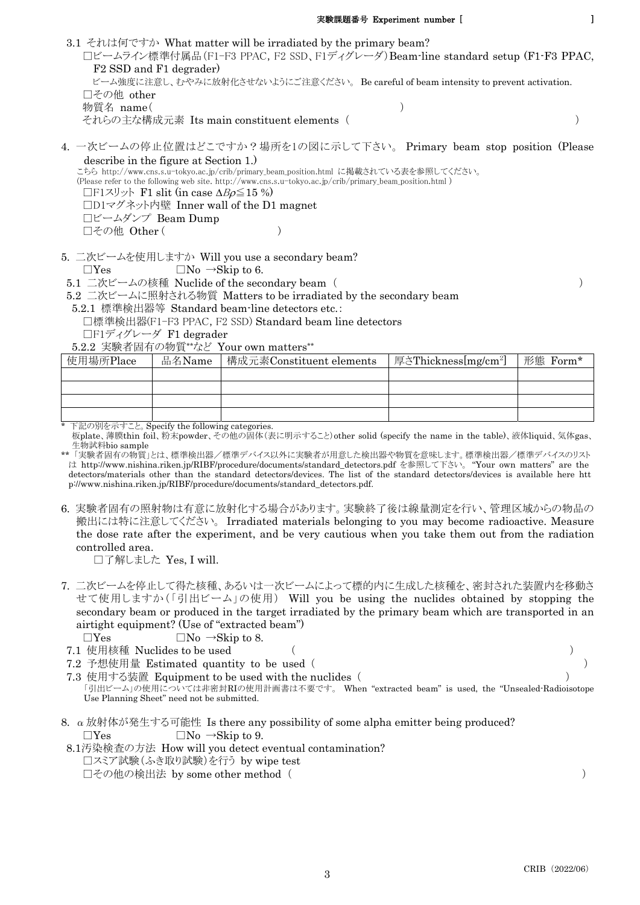3.1 それは何ですか What matter will be irradiated by the primary beam?

□ビームライン標準付属品(F1-F3 PPAC, F2 SSD、F1ディグレーダ) Beam-line standard setup (F1-F3 PPAC, F2 SSD and F1 degrader)

ビーム強度に注意し、むやみに放射化させないようにご注意ください。 Be careful of beam intensity to prevent activation.

□その他 other

物質名 name(　　　　　　　　　　　　　　　　　　　　)

それらの主な構成元素 Its main constituent elements (　　　　　　　　　　　　　　　　　　　　)

4. 一次ビームの停止位置はどこですか？場所を1の図に示して下さい。 Primary beam stop position (Please describe in the figure at Section 1.)

こちら http://www.cns.s.u-tokyo.ac.jp/crib/primary_beam_position.html に掲載されている表を参照してください。
(Please refer to the following web site. http://www.cns.s.u-tokyo.ac.jp/crib/primary_beam_position.html )

□F1スリット F1 slit (in case $\Delta B\rho \leq 15$ %)

□D1マグネット内壁 Inner wall of the D1 magnet

□ビームダンプ Beam Dump

□その他 Other (　　　　　　　　　　)

5. 二次ビームを使用しますか Will you use a secondary beam?

□Yes　　　　□No →Skip to 6.

5.1 二次ビームの核種 Nuclide of the secondary beam (　　　　　　　　　　　　　　　　　　　　)

5.2 二次ビームに照射される物質 Matters to be irradiated by the secondary beam

5.2.1 標準検出器等 Standard beam-line detectors etc.:

□標準検出器(F1-F3 PPAC, F2 SSD) Standard beam line detectors

□F1ディグレーダ F1 degrader

5.2.2 実験者固有の物質**など Your own matters**

| 使用場所Place | 品名Name | 構成元素Constituent elements | 厚さThickness[mg/cm$^2$] | 形態 Form* |
|---|---|---|---|---|
| | | | | |
| | | | | |
| | | | | |
| | | | | |

\* 下記の別を示すこと。Specify the following categories.
板plate、薄膜thin foil、粉末powder、その他の固体(表に明示すること)other solid (specify the name in the table)、液体liquid、気体gas、生物試料bio sample

** 「実験者固有の物質」とは、標準検出器／標準デバイス以外に実験者が用意した検出器や物質を意味します。標準検出器／標準デバイスのリストは http://www.nishina.riken.jp/RIBF/procedure/documents/standard_detectors.pdf を参照して下さい。"Your own matters" are the detectors/materials other than the standard detectors/devices. The list of the standard detectors/devices is available here http://www.nishina.riken.jp/RIBF/procedure/documents/standard_detectors.pdf.

6. 実験者固有の照射物は有意に放射化する場合があります。実験終了後は線量測定を行い、管理区域からの物品の搬出には特に注意してください。 Irradiated materials belonging to you may become radioactive. Measure the dose rate after the experiment, and be very cautious when you take them out from the radiation controlled area.

□了解しました Yes, I will.

7. 二次ビームを停止して得た核種、あるいは一次ビームによって標的内に生成した核種を、密封された装置内を移動させて使用しますか(「引出ビーム」の使用) Will you be using the nuclides obtained by stopping the secondary beam or produced in the target irradiated by the primary beam which are transported in an airtight equipment? (Use of "extracted beam")

□Yes　　　　□No →Skip to 8.

7.1 使用核種 Nuclides to be used　　　　(　　　　　　　　　　　　　　　　　　　　)

7.2 予想使用量 Estimated quantity to be used (　　　　　　　　　　　　　　　　　　　　)

7.3 使用する装置 Equipment to be used with the nuclides (　　　　　　　　　　　　　　　　　　　　)

「引出ビーム」の使用については非密封RIの使用計画書は不要です。 When "extracted beam" is used, the "Unsealed-Radioisotope Use Planning Sheet" need not be submitted.

8. $\alpha$ 放射体が発生する可能性 Is there any possibility of some alpha emitter being produced?

□Yes　　　　□No →Skip to 9.

8.1汚染検査の方法 How will you detect eventual contamination?

□スミア試験(ふき取り試験)を行う by wipe test

□その他の検出法 by some other method (　　　　　　　　　　　　　　　　　　　　)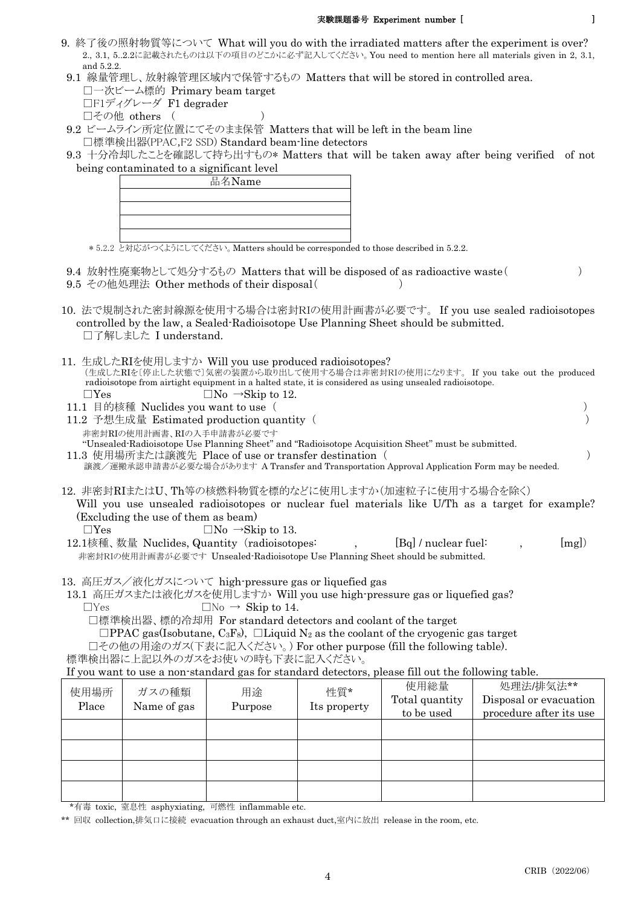実験課題番号 Experiment number [ ]

9. 終了後の照射物質等について What will you do with the irradiated matters after the experiment is over?
2., 3.1, 5..2.2に記載されたものは以下の項目のどこかに必ず記入してください。You need to mention here all materials given in 2, 3.1, and 5.2.2.

9.1 線量管理し、放射線管理区域内で保管するもの Matters that will be stored in controlled area.
□一次ビーム標的 Primary beam target
□F1ディグレーダ F1 degrader
□その他 others （ ）

9.2 ビームライン所定位置にてそのまま保管 Matters that will be left in the beam line
□標準検出器(PPAC,F2 SSD) Standard beam-line detectors

9.3 十分冷却したことを確認して持ち出すもの* Matters that will be taken away after being verified of not being contaminated to a significant level

| 品名Name |
|---|
| |
| |
| |
| |

＊5.2.2 と対応がつくようにしてください。Matters should be corresponded to those described in 5.2.2.

9.4 放射性廃棄物として処分するもの Matters that will be disposed of as radioactive waste（ ）
9.5 その他処理法 Other methods of their disposal（ ）

10. 法で規制された密封線源を使用する場合は密封RIの使用計画書が必要です。 If you use sealed radioisotopes controlled by the law, a Sealed-Radioisotope Use Planning Sheet should be submitted.
□了解しました I understand.

11. 生成したRIを使用しますか Will you use produced radioisotopes?
（生成したRIを［停止した状態で］気密の装置から取り出して使用する場合は非密封RIの使用になります。 If you take out the produced radioisotope from airtight equipment in a halted state, it is considered as using unsealed radioisotope.
□Yes □No →Skip to 12.

11.1 目的核種 Nuclides you want to use（ ）
11.2 予想生成量 Estimated production quantity（ ）
非密封RIの使用計画書、RIの入手申請書が必要です
"Unsealed-Radioisotope Use Planning Sheet" and "Radioisotope Acquisition Sheet" must be submitted.
11.3 使用場所または譲渡先 Place of use or transfer destination（ ）
譲渡／運搬承認申請書が必要な場合があります A Transfer and Transportation Approval Application Form may be needed.

12. 非密封RIまたはU、Th等の核燃料物質を標的などに使用しますか（加速粒子に使用する場合を除く）
Will you use unsealed radioisotopes or nuclear fuel materials like U/Th as a target for example? (Excluding the use of them as beam)
□Yes □No →Skip to 13.

12.1核種、数量 Nuclides, Quantity（radioisotopes: , [Bq] / nuclear fuel: , [mg]）
非密封RIの使用計画書が必要です Unsealed-Radioisotope Use Planning Sheet should be submitted.

13. 高圧ガス／液化ガスについて high-pressure gas or liquefied gas

13.1 高圧ガスまたは液化ガスを使用しますか Will you use high-pressure gas or liquefied gas?
□Yes □No → Skip to 14.
□標準検出器、標的冷却用 For standard detectors and coolant of the target
□PPAC gas(Isobutane, $C_3F_8$), □Liquid $N_2$ as the coolant of the cryogenic gas target
□その他の用途のガス(下表に記入ください。) For other purpose (fill the following table).

標準検出器に上記以外のガスをお使いの時も下表に記入ください。
If you want to use a non-standard gas for standard detectors, please fill out the following table.

| 使用場所 Place | ガスの種類 Name of gas | 用途 Purpose | 性質* Its property | 使用総量 Total quantity to be used | 処理法/排気法** Disposal or evacuation procedure after its use |
|---|---|---|---|---|---|
| | | | | | |
| | | | | | |
| | | | | | |
| | | | | | |

*有毒 toxic, 窒息性 asphyxiating, 可燃性 inflammable etc.

** 回収 collection,排気口に接続 evacuation through an exhaust duct,室内に放出 release in the room, etc.

CRIB（2022/06）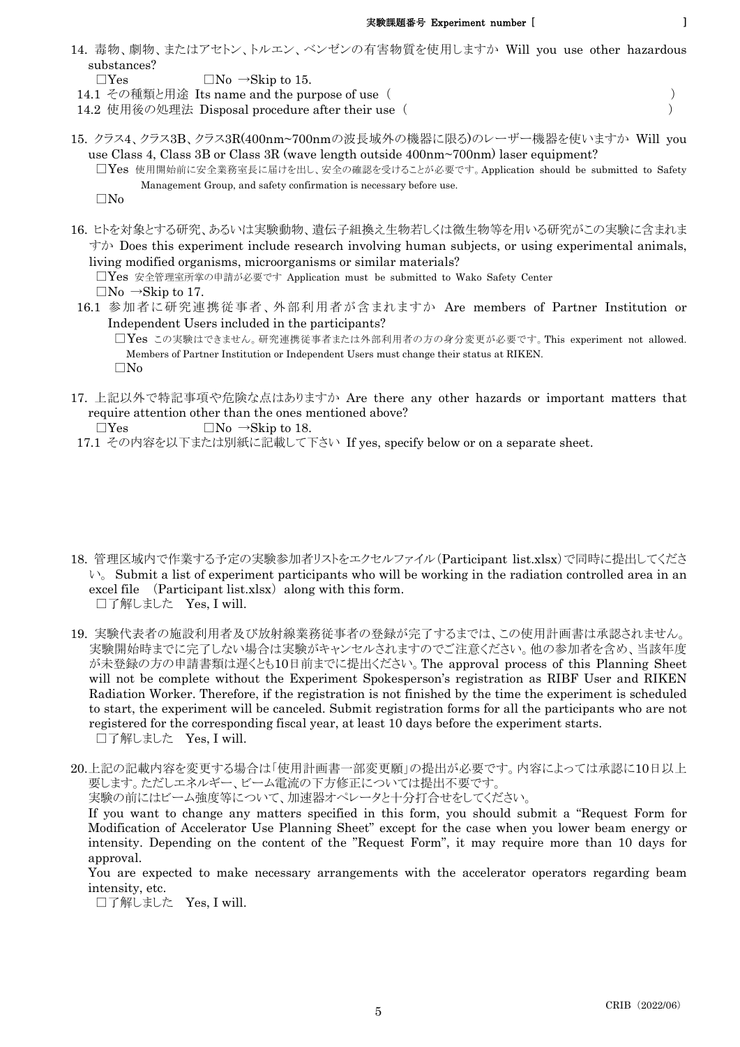14. 毒物、劇物、またはアセトン、トルエン、ベンゼンの有害物質を使用しますか Will you use other hazardous substances?

   □Yes　　　　□No →Skip to 15.

   14.1 その種類と用途 Its name and the purpose of use（　　　　　　　　　　　　　　　　　　　　　）

   14.2 使用後の処理法 Disposal procedure after their use（　　　　　　　　　　　　　　　　　　　　）

15. クラス4、クラス3B、クラス3R(400nm~700nmの波長域外の機器に限る)のレーザー機器を使いますか Will you use Class 4, Class 3B or Class 3R (wave length outside 400nm~700nm) laser equipment?

   □Yes 使用開始前に安全業務室長に届けを出し、安全の確認を受けることが必要です。Application should be submitted to Safety Management Group, and safety confirmation is necessary before use.

   □No

16. ヒトを対象とする研究、あるいは実験動物、遺伝子組換え生物若しくは微生物等を用いる研究がこの実験に含まれますか Does this experiment include research involving human subjects, or using experimental animals, living modified organisms, microorganisms or similar materials?

   □Yes 安全管理室所掌の申請が必要です Application must be submitted to Wako Safety Center

   □No →Skip to 17.

   16.1 参加者に研究連携従事者、外部利用者が含まれますか Are members of Partner Institution or Independent Users included in the participants?

   □Yes この実験はできません。研究連携従事者または外部利用者の方の身分変更が必要です。This experiment not allowed. Members of Partner Institution or Independent Users must change their status at RIKEN.

   □No

17. 上記以外で特記事項や危険な点はありますか Are there any other hazards or important matters that require attention other than the ones mentioned above?

   □Yes　　　　□No →Skip to 18.

   17.1 その内容を以下または別紙に記載して下さい If yes, specify below or on a separate sheet.

18. 管理区域内で作業する予定の実験参加者リストをエクセルファイル（Participant list.xlsx）で同時に提出してください。 Submit a list of experiment participants who will be working in the radiation controlled area in an excel file （Participant list.xlsx）along with this form.

   □了解しました　Yes, I will.

19. 実験代表者の施設利用者及び放射線業務従事者の登録が完了するまでは、この使用計画書は承認されません。実験開始時までに完了しない場合は実験がキャンセルされますのでご注意ください。他の参加者を含め、当該年度が未登録の方の申請書類は遅くとも10日前までに提出ください。The approval process of this Planning Sheet will not be complete without the Experiment Spokesperson's registration as RIBF User and RIKEN Radiation Worker. Therefore, if the registration is not finished by the time the experiment is scheduled to start, the experiment will be canceled. Submit registration forms for all the participants who are not registered for the corresponding fiscal year, at least 10 days before the experiment starts.

   □了解しました　Yes, I will.

20. 上記の記載内容を変更する場合は「使用計画書一部変更願」の提出が必要です。内容によっては承認に10日以上要します。ただしエネルギー、ビーム電流の下方修正については提出不要です。
   実験の前にはビーム強度等について、加速器オペレータと十分打合せをしてください。
   If you want to change any matters specified in this form, you should submit a "Request Form for Modification of Accelerator Use Planning Sheet" except for the case when you lower beam energy or intensity. Depending on the content of the "Request Form", it may require more than 10 days for approval.
   You are expected to make necessary arrangements with the accelerator operators regarding beam intensity, etc.

   □了解しました　Yes, I will.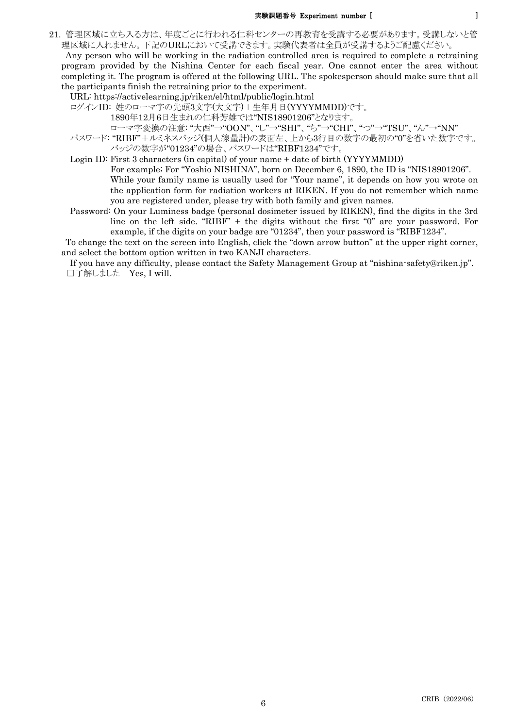21. 管理区域に立ち入る方は、年度ごとに行われる仁科センターの再教育を受講する必要があります。受講しないと管理区域に入れません。下記のURLにおいて受講できます。実験代表者は全員が受講するようご配慮ください。

Any person who will be working in the radiation controlled area is required to complete a retraining program provided by the Nishina Center for each fiscal year. One cannot enter the area without completing it. The program is offered at the following URL. The spokesperson should make sure that all the participants finish the retraining prior to the experiment.

URL: https://activelearning.jp/riken/el/html/public/login.html

ログインID: 姓のローマ字の先頭3文字(大文字)＋生年月日(YYYYMMDD)です。
1890年12月6日生まれの仁科芳雄では"NIS18901206"となります。
ローマ字変換の注意: "大西"→"OON"、"し"→"SHI"、"ち"→"CHI"、"つ"→"TSU"、"ん"→"NN"

パスワード: "RIBF"＋ルミネスバッジ(個人線量計)の表面左、上から3行目の数字の最初の"0"を省いた数字です。
バッジの数字が"01234"の場合、パスワードは"RIBF1234"です。

Login ID: First 3 characters (in capital) of your name + date of birth (YYYYMMDD)
For example; For "Yoshio NISHINA", born on December 6, 1890, the ID is "NIS18901206".
While your family name is usually used for "Your name", it depends on how you wrote on the application form for radiation workers at RIKEN. If you do not remember which name you are registered under, please try with both family and given names.

Password: On your Luminess badge (personal dosimeter issued by RIKEN), find the digits in the 3rd line on the left side. "RIBF" + the digits without the first "0" are your password. For example, if the digits on your badge are "01234", then your password is "RIBF1234".

To change the text on the screen into English, click the "down arrow button" at the upper right corner, and select the bottom option written in two KANJI characters.

If you have any difficulty, please contact the Safety Management Group at "nishina-safety@riken.jp".

□了解しました　Yes, I will.